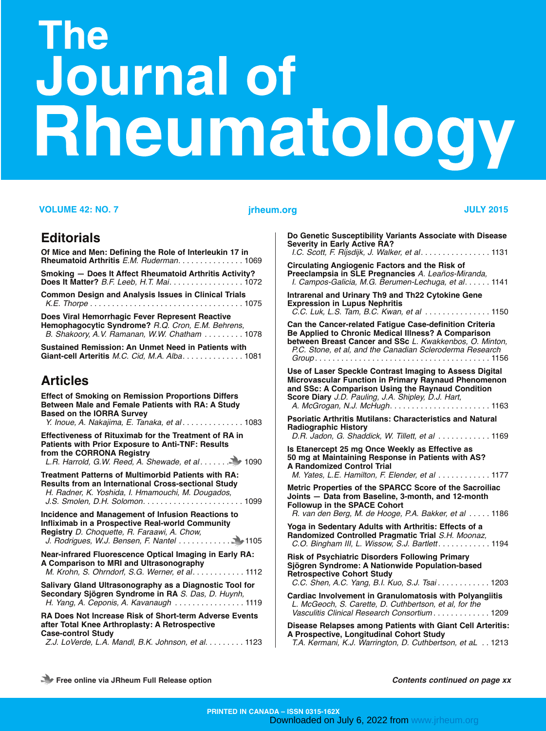# The Journal of Rheumatology

VOLUME 42: NO. 7 jrheum.org JULY 2015

## Editorials

**Of Mice and Men: Defining the Role of Interleukin 17 in Rheumatoid Arthritis** *E.M. Ruderman* . . . . . . . . . . . . . . . 1069

**Smoking — Does It Affect Rheumatoid Arthritis Activity? Does It Matter?** *B.F. Leeb, H.T. Mai* . . . . . . . . . . . . . . . . . 1072

**Common Design and Analysis Issues in Clinical Trials** *K.E. Thorpe* . . . . . . . . . . . . . . . . . . . . . . . . . . . . . . . . . . . 1075

**Does Viral Hemorrhagic Fever Represent Reactive Hemophagocytic Syndrome?** *R.Q. Cron, E.M. Behrens, B. Shakoory, A.V. Ramanan, W.W. Chatham* . . . . . . . . . 1078

**Sustained Remission: An Unmet Need in Patients with Giant-cell Arteritis** *M.C. Cid, M.A. Alba* . . . . . . . . . . . . . . 1081

## Articles

**Effect of Smoking on Remission Proportions Differs Between Male and Female Patients with RA: A Study Based on the IORRA Survey** *Y. Inoue, A. Nakajima, E. Tanaka, et al* . . . . . . . . . . . . . . 1083

**Effectiveness of Rituximab for the Treatment of RA in Patients with Prior Exposure to Anti-TNF: Results from the CORRONA Registry** *L.R. Harrold, G.W. Reed, A. Shewade, et al* . . . . . . . 1090

**Treatment Patterns of Multimorbid Patients with RA: Results from an International Cross-sectional Study** *H. Radner, K. Yoshida, I. Hmamouchi, M. Dougados, J.S. Smolen, D.H. Solomon* . . . . . . . . . . . . . . . . . . . . . . . 1099

**Incidence and Management of Infusion Reactions to Infliximab in a Prospective Real-world Community Registry** *D. Choquette, R. Faraawi, A. Chow, J. Rodrigues, W.J. Bensen, F. Nantel* . . . . . . . . . . . . 1105

**Near-infrared Fluorescence Optical Imaging in Early RA: A Comparison to MRI and Ultrasonography** *M. Krohn, S. Ohrndorf, S.G. Werner, et al* . . . . . . . . . . . . 1112

**Salivary Gland Ultrasonography as a Diagnostic Tool for Secondary Sjögren Syndrome in RA** *S. Das, D. Huynh, H. Yang, A. Ceponis, A. Kavanaugh* . . . . . . . . . . . . . . . . 1119

**RA Does Not Increase Risk of Short-term Adverse Events after Total Knee Arthroplasty: A Retrospective Case-control Study** *Z.J. LoVerde, L.A. Mandl, B.K. Johnson, et al* . . . . . . . . . 1123

**Do Genetic Susceptibility Variants Associate with Disease Severity in Early Active RA?** *I.C. Scott, F. Rijsdijk, J. Walker, et al* . . . . . . . . . . . . . . . . 1131

**Circulating Angiogenic Factors and the Risk of Preeclampsia in SLE Pregnancies** *A. Leaños-Miranda, I. Campos-Galicia, M.G. Berumen-Lechuga, et al* . . . . . . 1141

**Intrarenal and Urinary Th9 and Th22 Cytokine Gene Expression in Lupus Nephritis** *C.C. Luk, L.S. Tam, B.C. Kwan, et al* . . . . . . . . . . . . . . . 1150

**Can the Cancer-related Fatigue Case-definition Criteria Be Applied to Chronic Medical Illness? A Comparison between Breast Cancer and SSc** *L. Kwakkenbos, O. Minton, P.C. Stone, et al, and the Canadian Scleroderma Research Group* . . . . . . . . . . . . . . . . . . . . . . . . . . . . . . . . . . . . . . . 1156

**Use of Laser Speckle Contrast Imaging to Assess Digital Microvascular Function in Primary Raynaud Phenomenon and SSc: A Comparison Using the Raynaud Condition Score Diary** *J.D. Pauling, J.A. Shipley, D.J. Hart, A. McGrogan, N.J. McHugh* . . . . . . . . . . . . . . . . . . . . . . . 1163

**Psoriatic Arthritis Mutilans: Characteristics and Natural Radiographic History** *D.R. Jadon, G. Shaddick, W. Tillett, et al* . . . . . . . . . . . . 1169

**Is Etanercept 25 mg Once Weekly as Effective as 50 mg at Maintaining Response in Patients with AS? A Randomized Control Trial** *M. Yates, L.E. Hamilton, F. Elender, et al* . . . . . . . . . . . . 1177

**Metric Properties of the SPARCC Score of the Sacroiliac Joints — Data from Baseline, 3-month, and 12-month Followup in the SPACE Cohort** *R. van den Berg, M. de Hooge, P.A. Bakker, et al* . . . . . 1186

**Yoga in Sedentary Adults with Arthritis: Effects of a Randomized Controlled Pragmatic Trial** *S.H. Moonaz, C.O. Bingham III, L. Wissow, S.J. Bartlett* . . . . . . . . . . . . 1194

**Risk of Psychiatric Disorders Following Primary Sjögren Syndrome: A Nationwide Population-based Retrospective Cohort Study** *C.C. Shen, A.C. Yang, B.I. Kuo, S.J. Tsai* . . . . . . . . . . . . 1203

**Cardiac Involvement in Granulomatosis with Polyangiitis** *L. McGeoch, S. Carette, D. Cuthbertson, et al, for the Vasculitis Clinical Research Consortium* . . . . . . . . . . . . . 1209

**Disease Relapses among Patients with Giant Cell Arteritis: A Prospective, Longitudinal Cohort Study** *T.A. Kermani, K.J. Warrington, D. Cuthbertson, et aL* . . 1213

Free online via JRheum Full Release option

*Contents continued on page xx*

PRINTED IN CANADA – ISSN 0315-162X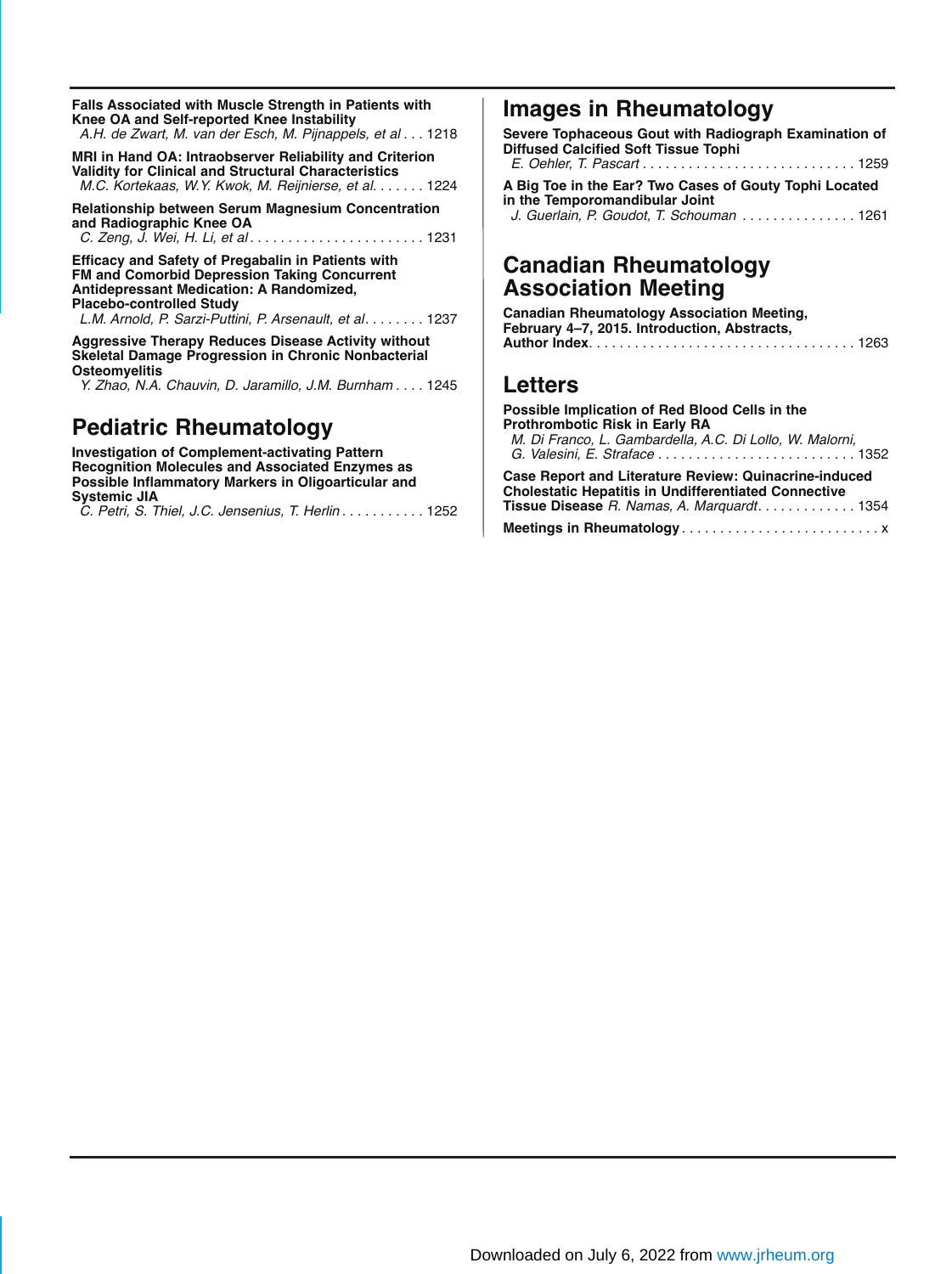**Falls Associated with Muscle Strength in Patients with Knee OA and Self-reported Knee Instability**
*A.H. de Zwart, M. van der Esch, M. Pijnappels, et al* . . . 1218

**MRI in Hand OA: Intraobserver Reliability and Criterion Validity for Clinical and Structural Characteristics**
*M.C. Kortekaas, W.Y. Kwok, M. Reijnierse, et al.* . . . . . . 1224

**Relationship between Serum Magnesium Concentration and Radiographic Knee OA**
*C. Zeng, J. Wei, H. Li, et al* . . . . . . . . . . . . . . . . . . . . . . . 1231

**Efficacy and Safety of Pregabalin in Patients with FM and Comorbid Depression Taking Concurrent Antidepressant Medication: A Randomized, Placebo-controlled Study**
*L.M. Arnold, P. Sarzi-Puttini, P. Arsenault, et al* . . . . . . . . 1237

**Aggressive Therapy Reduces Disease Activity without Skeletal Damage Progression in Chronic Nonbacterial Osteomyelitis**
*Y. Zhao, N.A. Chauvin, D. Jaramillo, J.M. Burnham* . . . . 1245

## Pediatric Rheumatology

**Investigation of Complement-activating Pattern Recognition Molecules and Associated Enzymes as Possible Inflammatory Markers in Oligoarticular and Systemic JIA**
*C. Petri, S. Thiel, J.C. Jensenius, T. Herlin* . . . . . . . . . . . 1252

## Images in Rheumatology

**Severe Tophaceous Gout with Radiograph Examination of Diffused Calcified Soft Tissue Tophi**
*E. Oehler, T. Pascart* . . . . . . . . . . . . . . . . . . . . . . . . . . . . 1259

**A Big Toe in the Ear? Two Cases of Gouty Tophi Located in the Temporomandibular Joint**
*J. Guerlain, P. Goudot, T. Schouman* . . . . . . . . . . . . . . . 1261

## Canadian Rheumatology Association Meeting

**Canadian Rheumatology Association Meeting, February 4–7, 2015. Introduction, Abstracts, Author Index**. . . . . . . . . . . . . . . . . . . . . . . . . . . . . . . . . . . . 1263

## Letters

**Possible Implication of Red Blood Cells in the Prothrombotic Risk in Early RA**
*M. Di Franco, L. Gambardella, A.C. Di Lollo, W. Malorni, G. Valesini, E. Straface* . . . . . . . . . . . . . . . . . . . . . . . . . . 1352

**Case Report and Literature Review: Quinacrine-induced Cholestatic Hepatitis in Undifferentiated Connective Tissue Disease** *R. Namas, A. Marquardt*. . . . . . . . . . . . . 1354

**Meetings in Rheumatology** . . . . . . . . . . . . . . . . . . . . . . . . . . x